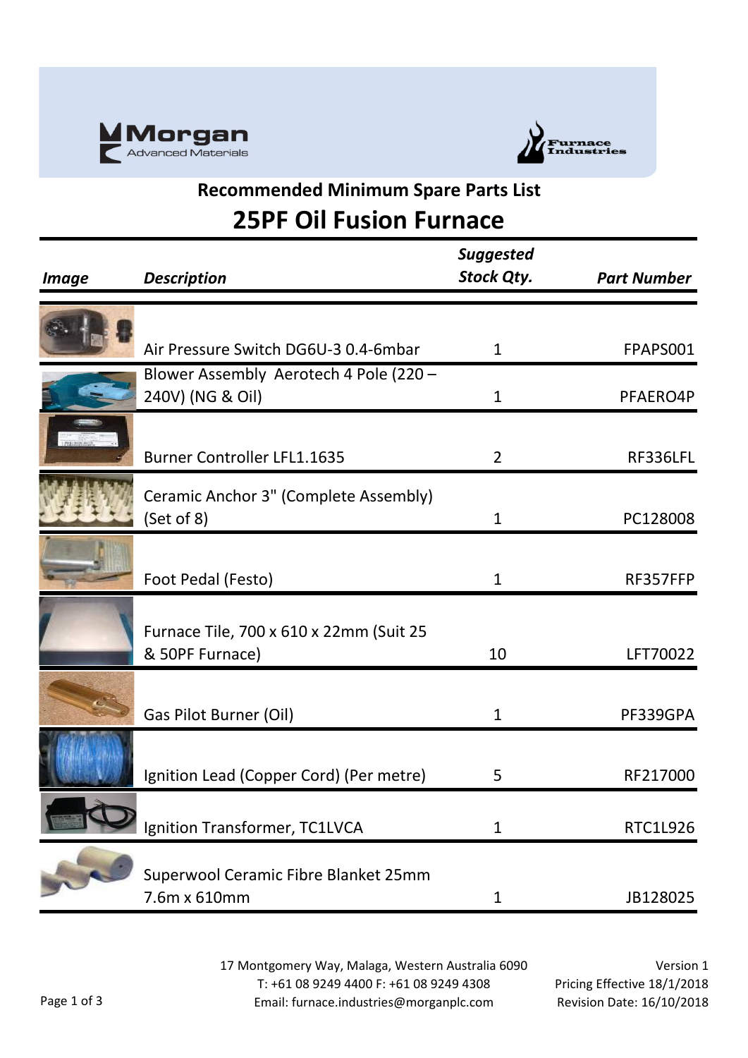Morgan Advanced Materials

Furnace Industries

## Recommended Minimum Spare Parts List

# 25PF Oil Fusion Furnace

| *Image* | *Description* | *Suggested Stock Qty.* | *Part Number* |
|---|---|---|---|
| | Air Pressure Switch DG6U-3 0.4-6mbar | 1 | FPAPS001 |
| | Blower Assembly Aerotech 4 Pole (220 – 240V) (NG & Oil) | 1 | PFAERO4P |
| | Burner Controller LFL1.1635 | 2 | RF336LFL |
| | Ceramic Anchor 3" (Complete Assembly) (Set of 8) | 1 | PC128008 |
| | Foot Pedal (Festo) | 1 | RF357FFP |
| | Furnace Tile, 700 x 610 x 22mm (Suit 25 & 50PF Furnace) | 10 | LFT70022 |
| | Gas Pilot Burner (Oil) | 1 | PF339GPA |
| | Ignition Lead (Copper Cord) (Per metre) | 5 | RF217000 |
| | Ignition Transformer, TC1LVCA | 1 | RTC1L926 |
| | Superwool Ceramic Fibre Blanket 25mm 7.6m x 610mm | 1 | JB128025 |

17 Montgomery Way, Malaga, Western Australia 6090
T: +61 08 9249 4400 F: +61 08 9249 4308
Email: furnace.industries@morganplc.com

Version 1
Pricing Effective 18/1/2018
Revision Date: 16/10/2018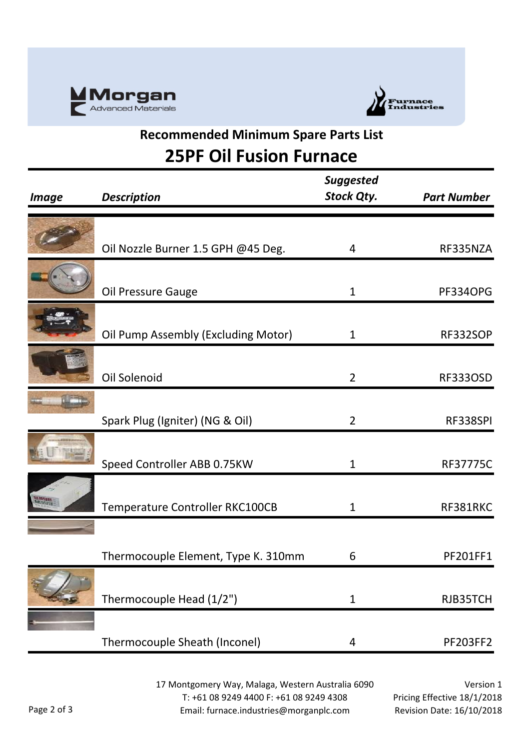Morgan Advanced Materials

Furnace Industries

## Recommended Minimum Spare Parts List

# 25PF Oil Fusion Furnace

| *Image* | *Description* | *Suggested Stock Qty.* | *Part Number* |
|---|---|---|---|
| | Oil Nozzle Burner 1.5 GPH @45 Deg. | 4 | RF335NZA |
| | Oil Pressure Gauge | 1 | PF334OPG |
| | Oil Pump Assembly (Excluding Motor) | 1 | RF332SOP |
| | Oil Solenoid | 2 | RF333OSD |
| | Spark Plug (Igniter) (NG & Oil) | 2 | RF338SPI |
| | Speed Controller ABB 0.75KW | 1 | RF37775C |
| | Temperature Controller RKC100CB | 1 | RF381RKC |
| | Thermocouple Element, Type K. 310mm | 6 | PF201FF1 |
| | Thermocouple Head (1/2") | 1 | RJB35TCH |
| | Thermocouple Sheath (Inconel) | 4 | PF203FF2 |

17 Montgomery Way, Malaga, Western Australia 6090
T: +61 08 9249 4400 F: +61 08 9249 4308
Email: furnace.industries@morganplc.com

Version 1
Pricing Effective 18/1/2018
Revision Date: 16/10/2018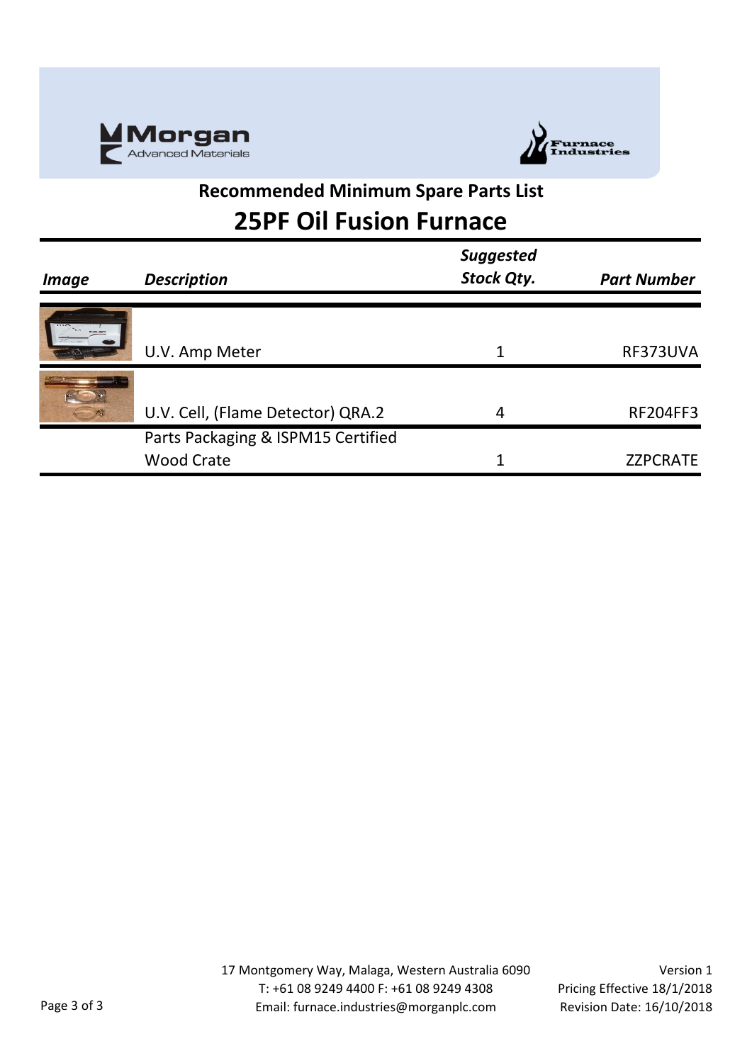Morgan Advanced Materials

Furnace Industries

## Recommended Minimum Spare Parts List

# 25PF Oil Fusion Furnace

| *Image* | *Description* | *Suggested Stock Qty.* | *Part Number* |
|---|---|---|---|
| | U.V. Amp Meter | 1 | RF373UVA |
| | U.V. Cell, (Flame Detector) QRA.2 | 4 | RF204FF3 |
| | Parts Packaging & ISPM15 Certified Wood Crate | 1 | ZZPCRATE |

17 Montgomery Way, Malaga, Western Australia 6090
T: +61 08 9249 4400 F: +61 08 9249 4308
Email: furnace.industries@morganplc.com

Version 1
Pricing Effective 18/1/2018
Revision Date: 16/10/2018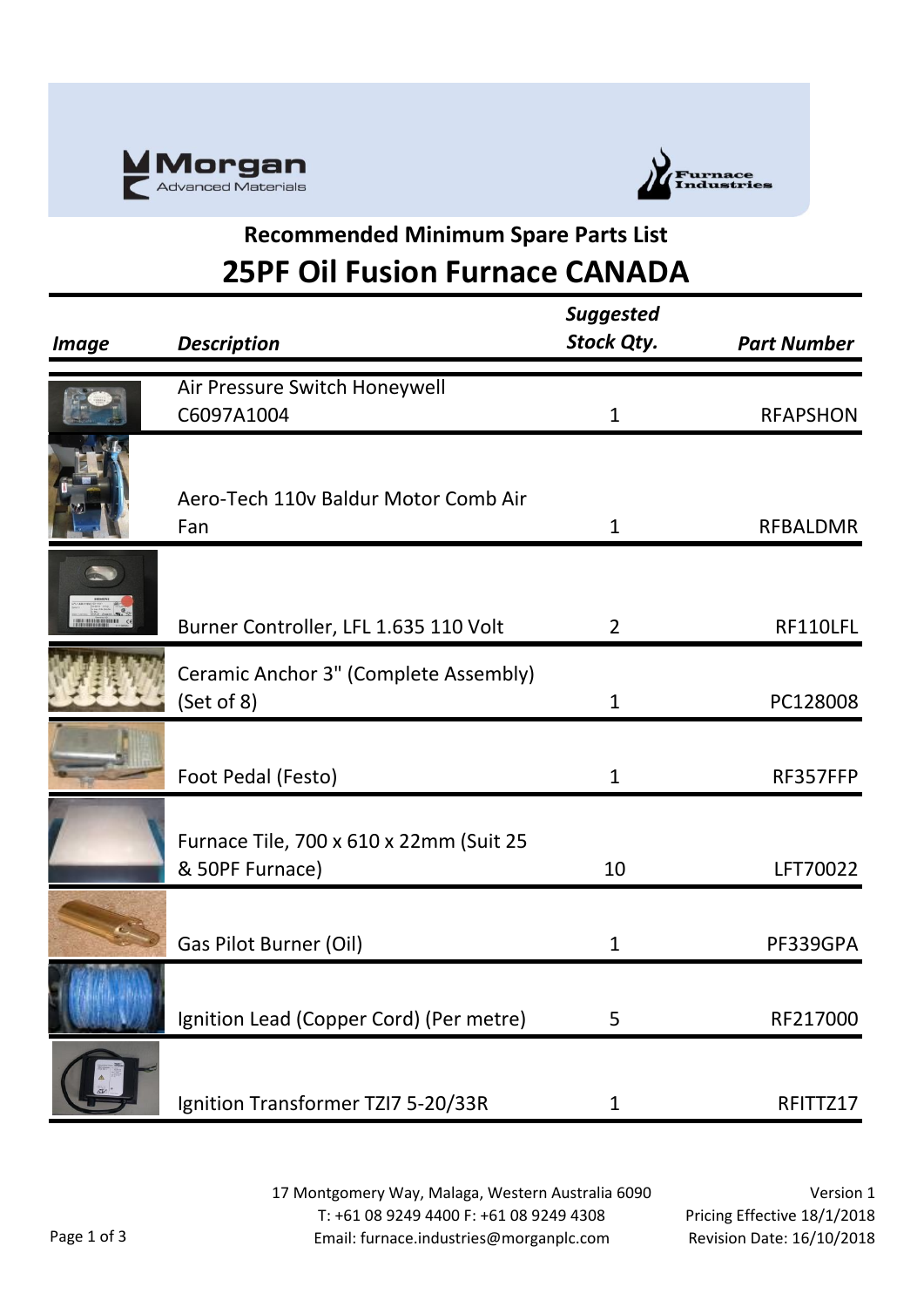Morgan Advanced Materials

Furnace Industries

## Recommended Minimum Spare Parts List

# 25PF Oil Fusion Furnace CANADA

| Image | Description | Suggested Stock Qty. | Part Number |
|---|---|---|---|
| | Air Pressure Switch Honeywell C6097A1004 | 1 | RFAPSHON |
| | Aero-Tech 110v Baldur Motor Comb Air Fan | 1 | RFBALDMR |
| | Burner Controller, LFL 1.635 110 Volt | 2 | RF110LFL |
| | Ceramic Anchor 3" (Complete Assembly) (Set of 8) | 1 | PC128008 |
| | Foot Pedal (Festo) | 1 | RF357FFP |
| | Furnace Tile, 700 x 610 x 22mm (Suit 25 & 50PF Furnace) | 10 | LFT70022 |
| | Gas Pilot Burner (Oil) | 1 | PF339GPA |
| | Ignition Lead (Copper Cord) (Per metre) | 5 | RF217000 |
| | Ignition Transformer TZI7 5-20/33R | 1 | RFITTZ17 |

17 Montgomery Way, Malaga, Western Australia 6090
T: +61 08 9249 4400 F: +61 08 9249 4308
Email: furnace.industries@morganplc.com

Version 1
Pricing Effective 18/1/2018
Revision Date: 16/10/2018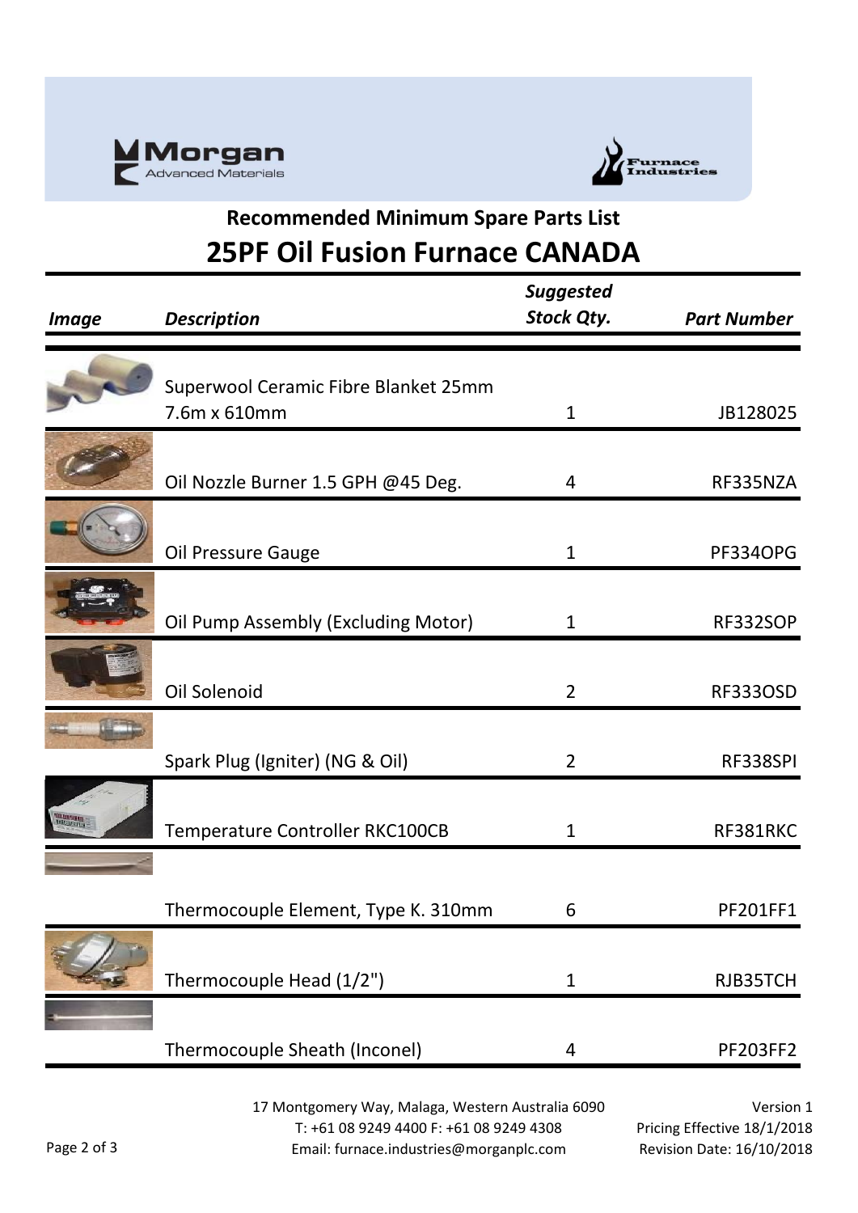Morgan Advanced Materials

Furnace Industries

## Recommended Minimum Spare Parts List

# 25PF Oil Fusion Furnace CANADA

| *Image* | *Description* | *Suggested Stock Qty.* | *Part Number* |
|---|---|---|---|
| | Superwool Ceramic Fibre Blanket 25mm 7.6m x 610mm | 1 | JB128025 |
| | Oil Nozzle Burner 1.5 GPH @45 Deg. | 4 | RF335NZA |
| | Oil Pressure Gauge | 1 | PF334OPG |
| | Oil Pump Assembly (Excluding Motor) | 1 | RF332SOP |
| | Oil Solenoid | 2 | RF333OSD |
| | Spark Plug (Igniter) (NG & Oil) | 2 | RF338SPI |
| | Temperature Controller RKC100CB | 1 | RF381RKC |
| | Thermocouple Element, Type K. 310mm | 6 | PF201FF1 |
| | Thermocouple Head (1/2") | 1 | RJB35TCH |
| | Thermocouple Sheath (Inconel) | 4 | PF203FF2 |

17 Montgomery Way, Malaga, Western Australia 6090
T: +61 08 9249 4400 F: +61 08 9249 4308
Email: furnace.industries@morganplc.com

Version 1
Pricing Effective 18/1/2018
Revision Date: 16/10/2018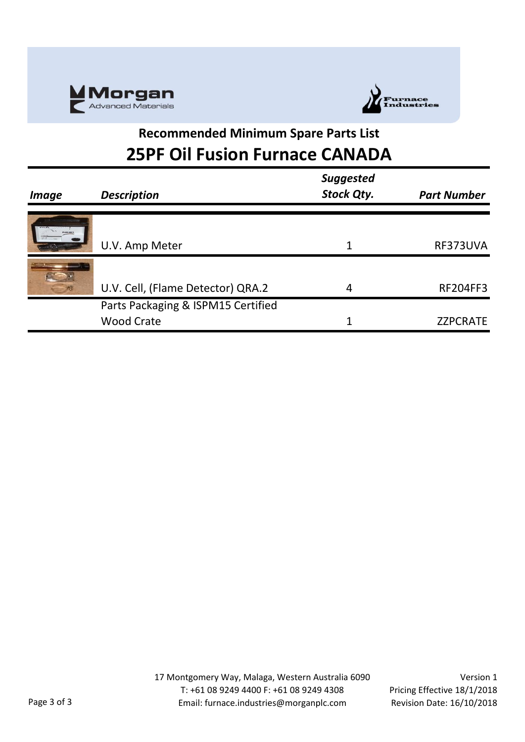**Recommended Minimum Spare Parts List**

# 25PF Oil Fusion Furnace CANADA

| *Image* | *Description* | *Suggested Stock Qty.* | *Part Number* |
|---|---|---|---|
| | U.V. Amp Meter | 1 | RF373UVA |
| | U.V. Cell, (Flame Detector) QRA.2 | 4 | RF204FF3 |
| | Parts Packaging & ISPM15 Certified Wood Crate | 1 | ZZPCRATE |

17 Montgomery Way, Malaga, Western Australia 6090
T: +61 08 9249 4400 F: +61 08 9249 4308
Email: furnace.industries@morganplc.com

Version 1
Pricing Effective 18/1/2018
Revision Date: 16/10/2018